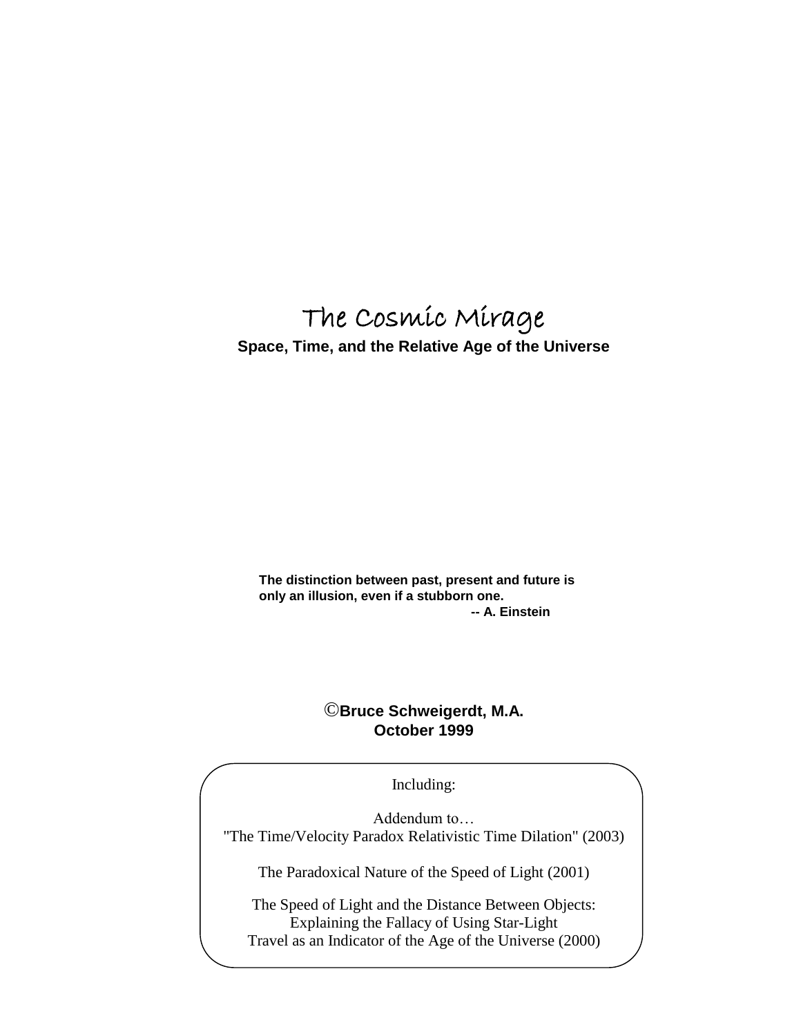# The Cosmic Mirage

**Space, Time, and the Relative Age of the Universe**

**The distinction between past, present and future is only an illusion, even if a stubborn one.**
**-- A. Einstein**

©**Bruce Schweigerdt, M.A.**
**October 1999**

Including:

Addendum to…
"The Time/Velocity Paradox Relativistic Time Dilation" (2003)

The Paradoxical Nature of the Speed of Light (2001)

The Speed of Light and the Distance Between Objects:
Explaining the Fallacy of Using Star-Light
Travel as an Indicator of the Age of the Universe (2000)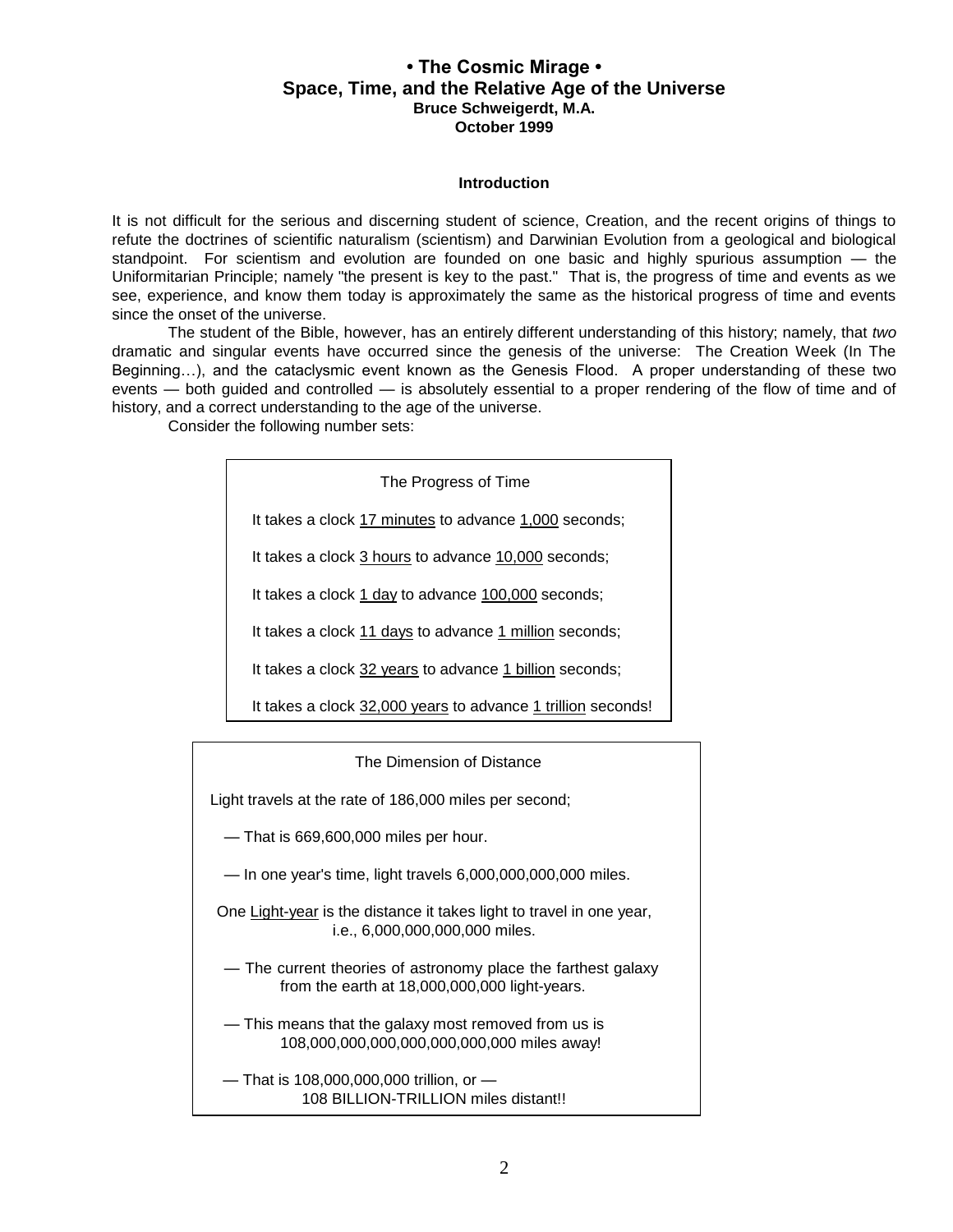# • The Cosmic Mirage •

## Space, Time, and the Relative Age of the Universe

**Bruce Schweigerdt, M.A.**
**October 1999**

### Introduction

It is not difficult for the serious and discerning student of science, Creation, and the recent origins of things to refute the doctrines of scientific naturalism (scientism) and Darwinian Evolution from a geological and biological standpoint. For scientism and evolution are founded on one basic and highly spurious assumption — the Uniformitarian Principle; namely "the present is key to the past." That is, the progress of time and events as we see, experience, and know them today is approximately the same as the historical progress of time and events since the onset of the universe.

The student of the Bible, however, has an entirely different understanding of this history; namely, that *two* dramatic and singular events have occurred since the genesis of the universe: The Creation Week (In The Beginning…), and the cataclysmic event known as the Genesis Flood. A proper understanding of these two events — both guided and controlled — is absolutely essential to a proper rendering of the flow of time and of history, and a correct understanding to the age of the universe.

Consider the following number sets:

> The Progress of Time
>
> It takes a clock 17 minutes to advance 1,000 seconds;
>
> It takes a clock 3 hours to advance 10,000 seconds;
>
> It takes a clock 1 day to advance 100,000 seconds;
>
> It takes a clock 11 days to advance 1 million seconds;
>
> It takes a clock 32 years to advance 1 billion seconds;
>
> It takes a clock 32,000 years to advance 1 trillion seconds!

> The Dimension of Distance
>
> Light travels at the rate of 186,000 miles per second;
>
> — That is 669,600,000 miles per hour.
>
> — In one year's time, light travels 6,000,000,000,000 miles.
>
> One Light-year is the distance it takes light to travel in one year, i.e., 6,000,000,000,000 miles.
>
> — The current theories of astronomy place the farthest galaxy from the earth at 18,000,000,000 light-years.
>
> — This means that the galaxy most removed from us is 108,000,000,000,000,000,000,000 miles away!
>
> — That is 108,000,000,000 trillion, or — 108 BILLION-TRILLION miles distant!!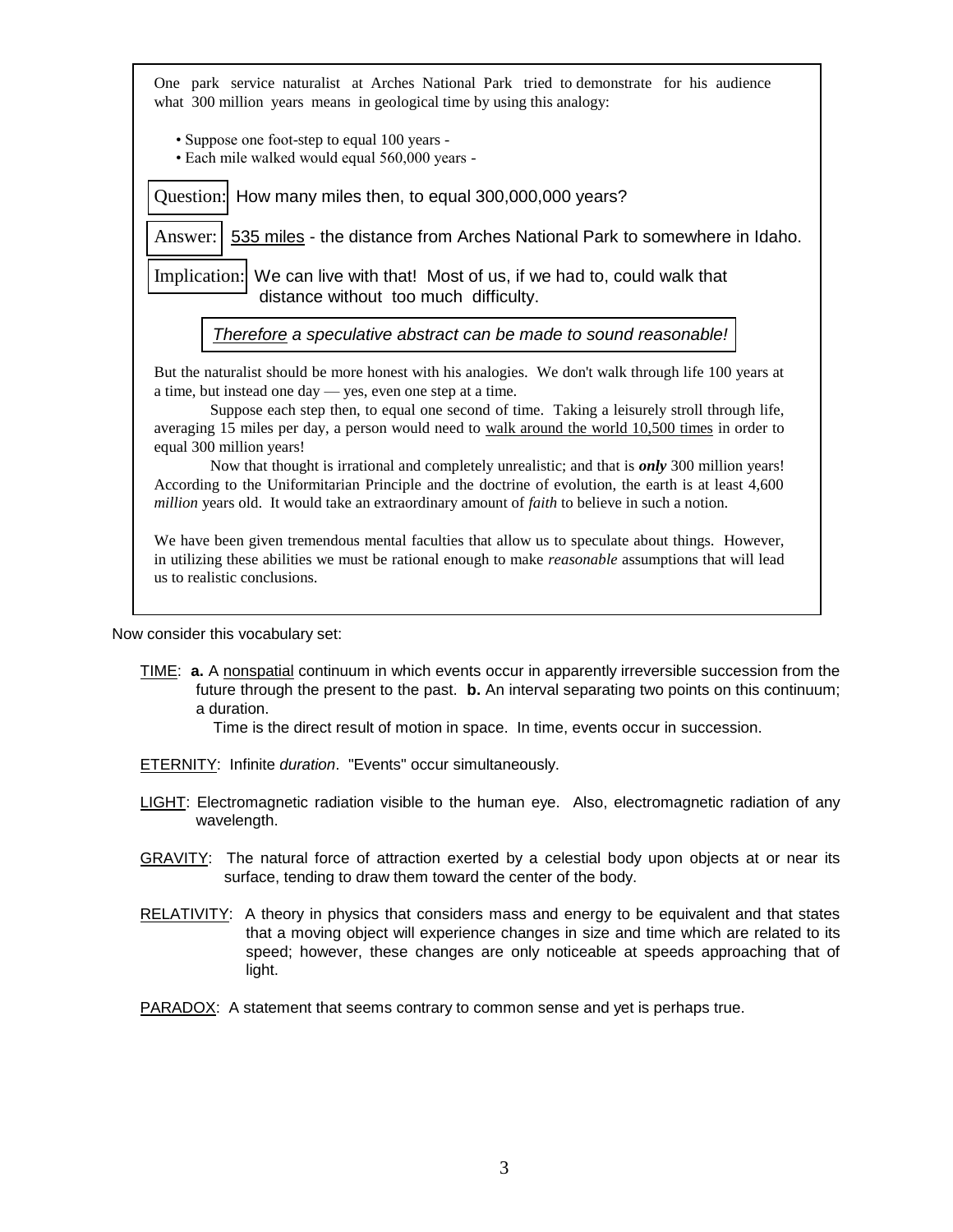One park service naturalist at Arches National Park tried to demonstrate for his audience what 300 million years means in geological time by using this analogy:

- Suppose one foot-step to equal 100 years -
- Each mile walked would equal 560,000 years -

**Question:** How many miles then, to equal 300,000,000 years?

**Answer:** 535 miles - the distance from Arches National Park to somewhere in Idaho.

**Implication:** We can live with that! Most of us, if we had to, could walk that distance without too much difficulty.

*Therefore a speculative abstract can be made to sound reasonable!*

But the naturalist should be more honest with his analogies. We don't walk through life 100 years at a time, but instead one day — yes, even one step at a time.

Suppose each step then, to equal one second of time. Taking a leisurely stroll through life, averaging 15 miles per day, a person would need to walk around the world 10,500 times in order to equal 300 million years!

Now that thought is irrational and completely unrealistic; and that is ***only*** 300 million years! According to the Uniformitarian Principle and the doctrine of evolution, the earth is at least 4,600 *million* years old. It would take an extraordinary amount of *faith* to believe in such a notion.

We have been given tremendous mental faculties that allow us to speculate about things. However, in utilizing these abilities we must be rational enough to make *reasonable* assumptions that will lead us to realistic conclusions.

Now consider this vocabulary set:

TIME: **a.** A nonspatial continuum in which events occur in apparently irreversible succession from the future through the present to the past. **b.** An interval separating two points on this continuum; a duration.

Time is the direct result of motion in space. In time, events occur in succession.

ETERNITY: Infinite *duration*. "Events" occur simultaneously.

LIGHT: Electromagnetic radiation visible to the human eye. Also, electromagnetic radiation of any wavelength.

GRAVITY: The natural force of attraction exerted by a celestial body upon objects at or near its surface, tending to draw them toward the center of the body.

RELATIVITY: A theory in physics that considers mass and energy to be equivalent and that states that a moving object will experience changes in size and time which are related to its speed; however, these changes are only noticeable at speeds approaching that of light.

PARADOX: A statement that seems contrary to common sense and yet is perhaps true.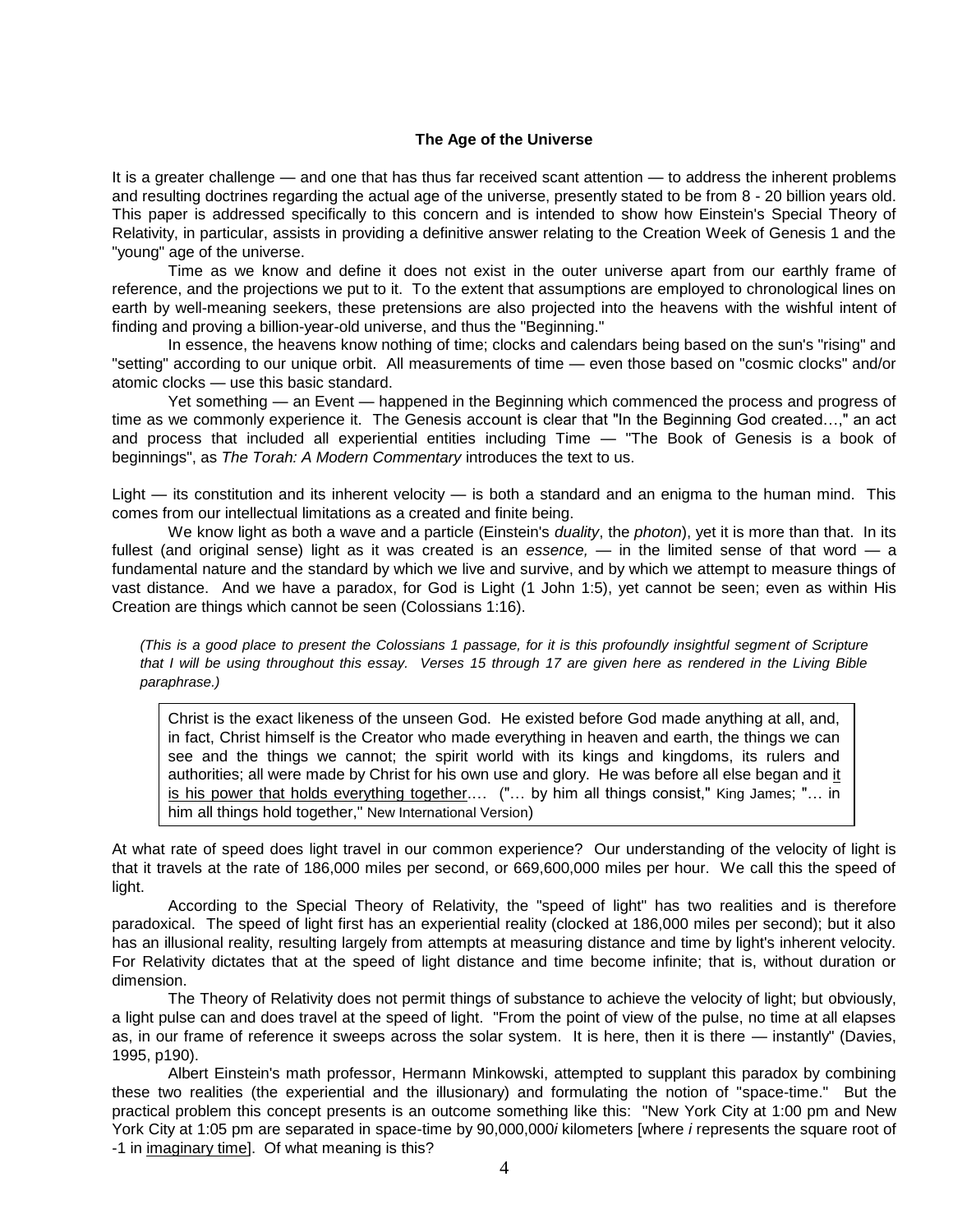### The Age of the Universe

It is a greater challenge — and one that has thus far received scant attention — to address the inherent problems and resulting doctrines regarding the actual age of the universe, presently stated to be from 8 - 20 billion years old. This paper is addressed specifically to this concern and is intended to show how Einstein's Special Theory of Relativity, in particular, assists in providing a definitive answer relating to the Creation Week of Genesis 1 and the "young" age of the universe.

Time as we know and define it does not exist in the outer universe apart from our earthly frame of reference, and the projections we put to it. To the extent that assumptions are employed to chronological lines on earth by well-meaning seekers, these pretensions are also projected into the heavens with the wishful intent of finding and proving a billion-year-old universe, and thus the "Beginning."

In essence, the heavens know nothing of time; clocks and calendars being based on the sun's "rising" and "setting" according to our unique orbit. All measurements of time — even those based on "cosmic clocks" and/or atomic clocks — use this basic standard.

Yet something — an Event — happened in the Beginning which commenced the process and progress of time as we commonly experience it. The Genesis account is clear that "In the Beginning God created…," an act and process that included all experiential entities including Time — "The Book of Genesis is a book of beginnings", as *The Torah: A Modern Commentary* introduces the text to us.

Light — its constitution and its inherent velocity — is both a standard and an enigma to the human mind. This comes from our intellectual limitations as a created and finite being.

We know light as both a wave and a particle (Einstein's *duality*, the *photon*), yet it is more than that. In its fullest (and original sense) light as it was created is an *essence,* — in the limited sense of that word — a fundamental nature and the standard by which we live and survive, and by which we attempt to measure things of vast distance. And we have a paradox, for God is Light (1 John 1:5), yet cannot be seen; even as within His Creation are things which cannot be seen (Colossians 1:16).

*(This is a good place to present the Colossians 1 passage, for it is this profoundly insightful segment of Scripture that I will be using throughout this essay. Verses 15 through 17 are given here as rendered in the Living Bible paraphrase.)*

> Christ is the exact likeness of the unseen God. He existed before God made anything at all, and, in fact, Christ himself is the Creator who made everything in heaven and earth, the things we can see and the things we cannot; the spirit world with its kings and kingdoms, its rulers and authorities; all were made by Christ for his own use and glory. He was before all else began and <u>it is his power that holds everything together</u>.… ("… by him all things consist," King James; "… in him all things hold together," New International Version)

At what rate of speed does light travel in our common experience? Our understanding of the velocity of light is that it travels at the rate of 186,000 miles per second, or 669,600,000 miles per hour. We call this the speed of light.

According to the Special Theory of Relativity, the "speed of light" has two realities and is therefore paradoxical. The speed of light first has an experiential reality (clocked at 186,000 miles per second); but it also has an illusional reality, resulting largely from attempts at measuring distance and time by light's inherent velocity. For Relativity dictates that at the speed of light distance and time become infinite; that is, without duration or dimension.

The Theory of Relativity does not permit things of substance to achieve the velocity of light; but obviously, a light pulse can and does travel at the speed of light. "From the point of view of the pulse, no time at all elapses as, in our frame of reference it sweeps across the solar system. It is here, then it is there — instantly" (Davies, 1995, p190).

Albert Einstein's math professor, Hermann Minkowski, attempted to supplant this paradox by combining these two realities (the experiential and the illusionary) and formulating the notion of "space-time." But the practical problem this concept presents is an outcome something like this: "New York City at 1:00 pm and New York City at 1:05 pm are separated in space-time by 90,000,000*i* kilometers [where *i* represents the square root of -1 in <u>imaginary time</u>]. Of what meaning is this?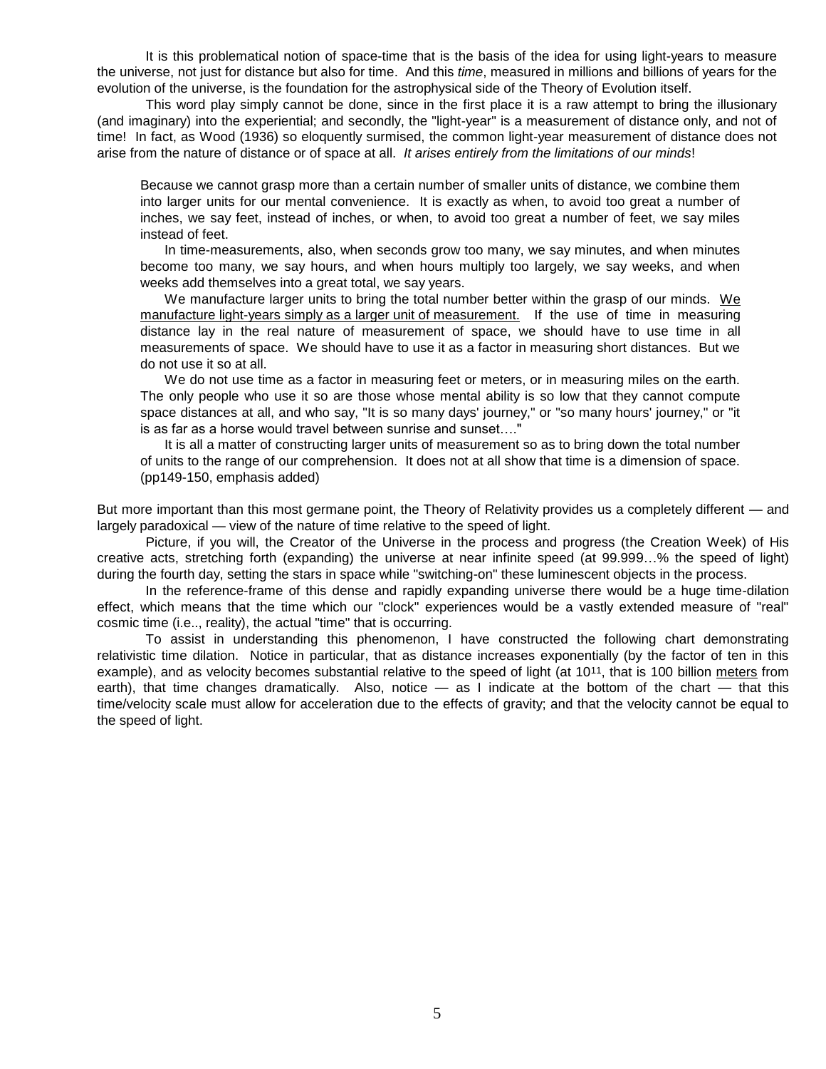It is this problematical notion of space-time that is the basis of the idea for using light-years to measure the universe, not just for distance but also for time. And this *time*, measured in millions and billions of years for the evolution of the universe, is the foundation for the astrophysical side of the Theory of Evolution itself.

This word play simply cannot be done, since in the first place it is a raw attempt to bring the illusionary (and imaginary) into the experiential; and secondly, the "light-year" is a measurement of distance only, and not of time! In fact, as Wood (1936) so eloquently surmised, the common light-year measurement of distance does not arise from the nature of distance or of space at all. *It arises entirely from the limitations of our minds*!

> Because we cannot grasp more than a certain number of smaller units of distance, we combine them into larger units for our mental convenience. It is exactly as when, to avoid too great a number of inches, we say feet, instead of inches, or when, to avoid too great a number of feet, we say miles instead of feet.
>
> In time-measurements, also, when seconds grow too many, we say minutes, and when minutes become too many, we say hours, and when hours multiply too largely, we say weeks, and when weeks add themselves into a great total, we say years.
>
> We manufacture larger units to bring the total number better within the grasp of our minds. <u>We manufacture light-years simply as a larger unit of measurement.</u> If the use of time in measuring distance lay in the real nature of measurement of space, we should have to use time in all measurements of space. We should have to use it as a factor in measuring short distances. But we do not use it so at all.
>
> We do not use time as a factor in measuring feet or meters, or in measuring miles on the earth. The only people who use it so are those whose mental ability is so low that they cannot compute space distances at all, and who say, "It is so many days' journey," or "so many hours' journey," or "it is as far as a horse would travel between sunrise and sunset…."
>
> It is all a matter of constructing larger units of measurement so as to bring down the total number of units to the range of our comprehension. It does not at all show that time is a dimension of space. (pp149-150, emphasis added)

But more important than this most germane point, the Theory of Relativity provides us a completely different — and largely paradoxical — view of the nature of time relative to the speed of light.

Picture, if you will, the Creator of the Universe in the process and progress (the Creation Week) of His creative acts, stretching forth (expanding) the universe at near infinite speed (at 99.999…% the speed of light) during the fourth day, setting the stars in space while "switching-on" these luminescent objects in the process.

In the reference-frame of this dense and rapidly expanding universe there would be a huge time-dilation effect, which means that the time which our "clock" experiences would be a vastly extended measure of "real" cosmic time (i.e.., reality), the actual "time" that is occurring.

To assist in understanding this phenomenon, I have constructed the following chart demonstrating relativistic time dilation. Notice in particular, that as distance increases exponentially (by the factor of ten in this example), and as velocity becomes substantial relative to the speed of light (at $10^{11}$, that is 100 billion <u>meters</u> from earth), that time changes dramatically. Also, notice — as I indicate at the bottom of the chart — that this time/velocity scale must allow for acceleration due to the effects of gravity; and that the velocity cannot be equal to the speed of light.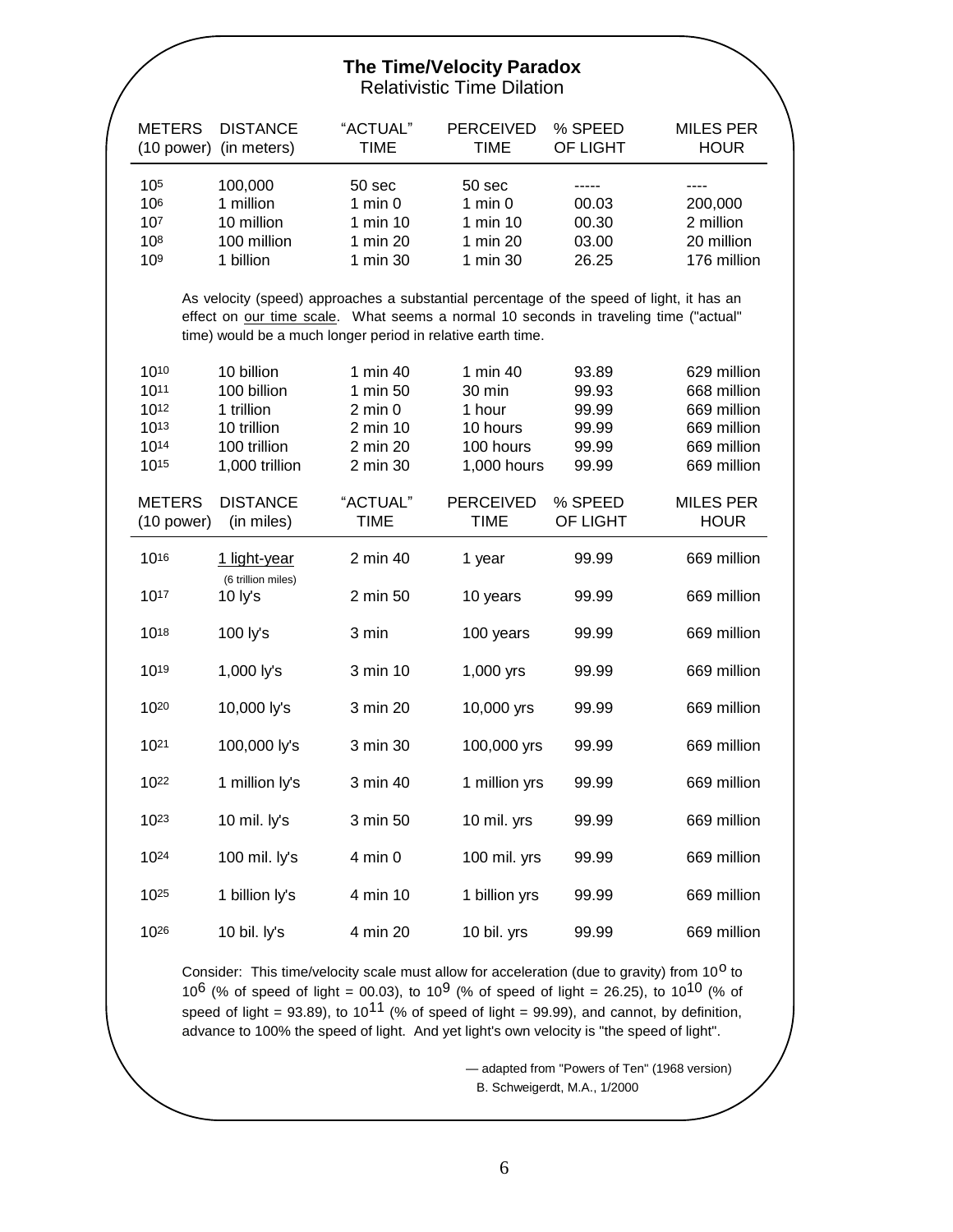## The Time/Velocity Paradox

Relativistic Time Dilation

| METERS (10 power) | DISTANCE (in meters) | "ACTUAL" TIME | PERCEIVED TIME | % SPEED OF LIGHT | MILES PER HOUR |
|---|---|---|---|---|---|
| $10^5$ | 100,000 | 50 sec | 50 sec | ----- | ---- |
| $10^6$ | 1 million | 1 min 0 | 1 min 0 | 00.03 | 200,000 |
| $10^7$ | 10 million | 1 min 10 | 1 min 10 | 00.30 | 2 million |
| $10^8$ | 100 million | 1 min 20 | 1 min 20 | 03.00 | 20 million |
| $10^9$ | 1 billion | 1 min 30 | 1 min 30 | 26.25 | 176 million |

As velocity (speed) approaches a substantial percentage of the speed of light, it has an effect on our time scale. What seems a normal 10 seconds in traveling time ("actual" time) would be a much longer period in relative earth time.

| METERS (10 power) | DISTANCE (in meters) | "ACTUAL" TIME | PERCEIVED TIME | % SPEED OF LIGHT | MILES PER HOUR |
|---|---|---|---|---|---|
| $10^{10}$ | 10 billion | 1 min 40 | 1 min 40 | 93.89 | 629 million |
| $10^{11}$ | 100 billion | 1 min 50 | 30 min | 99.93 | 668 million |
| $10^{12}$ | 1 trillion | 2 min 0 | 1 hour | 99.99 | 669 million |
| $10^{13}$ | 10 trillion | 2 min 10 | 10 hours | 99.99 | 669 million |
| $10^{14}$ | 100 trillion | 2 min 20 | 100 hours | 99.99 | 669 million |
| $10^{15}$ | 1,000 trillion | 2 min 30 | 1,000 hours | 99.99 | 669 million |

| METERS (10 power) | DISTANCE (in miles) | "ACTUAL" TIME | PERCEIVED TIME | % SPEED OF LIGHT | MILES PER HOUR |
|---|---|---|---|---|---|
| $10^{16}$ | 1 light-year (6 trillion miles) | 2 min 40 | 1 year | 99.99 | 669 million |
| $10^{17}$ | 10 ly's | 2 min 50 | 10 years | 99.99 | 669 million |
| $10^{18}$ | 100 ly's | 3 min | 100 years | 99.99 | 669 million |
| $10^{19}$ | 1,000 ly's | 3 min 10 | 1,000 yrs | 99.99 | 669 million |
| $10^{20}$ | 10,000 ly's | 3 min 20 | 10,000 yrs | 99.99 | 669 million |
| $10^{21}$ | 100,000 ly's | 3 min 30 | 100,000 yrs | 99.99 | 669 million |
| $10^{22}$ | 1 million ly's | 3 min 40 | 1 million yrs | 99.99 | 669 million |
| $10^{23}$ | 10 mil. ly's | 3 min 50 | 10 mil. yrs | 99.99 | 669 million |
| $10^{24}$ | 100 mil. ly's | 4 min 0 | 100 mil. yrs | 99.99 | 669 million |
| $10^{25}$ | 1 billion ly's | 4 min 10 | 1 billion yrs | 99.99 | 669 million |
| $10^{26}$ | 10 bil. ly's | 4 min 20 | 10 bil. yrs | 99.99 | 669 million |

Consider: This time/velocity scale must allow for acceleration (due to gravity) from $10^0$ to $10^6$ (% of speed of light = 00.03), to $10^9$ (% of speed of light = 26.25), to $10^{10}$ (% of speed of light = 93.89), to $10^{11}$ (% of speed of light = 99.99), and cannot, by definition, advance to 100% the speed of light. And yet light's own velocity is "the speed of light".

— adapted from "Powers of Ten" (1968 version)
B. Schweigerdt, M.A., 1/2000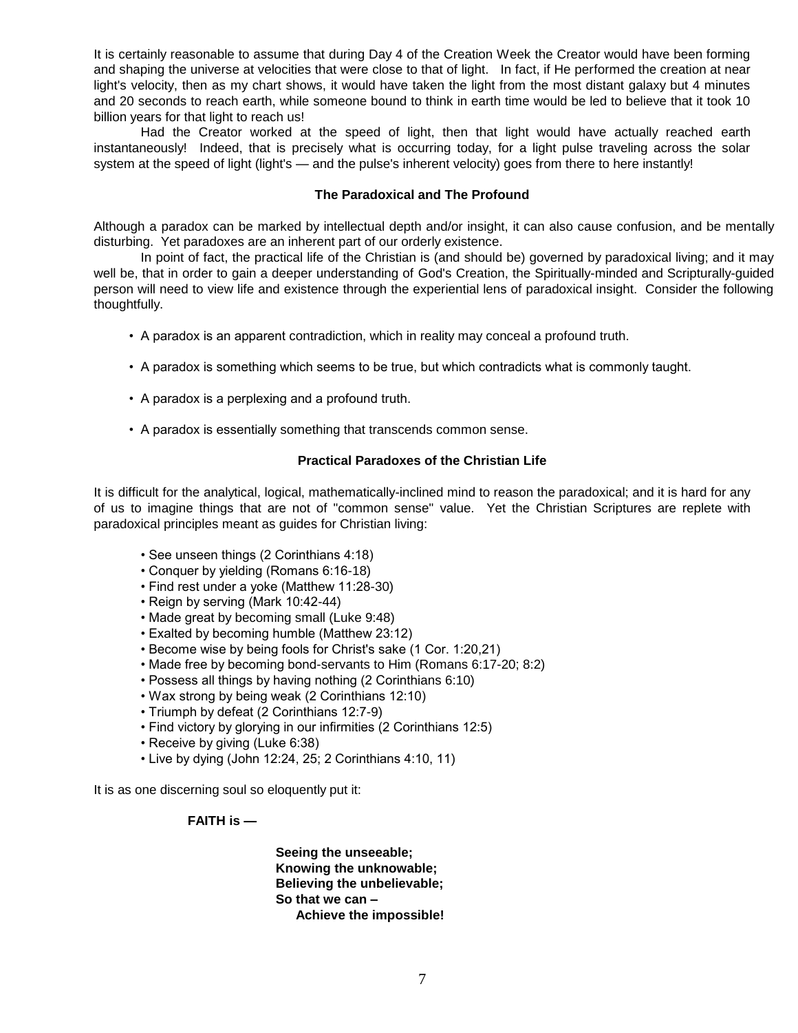It is certainly reasonable to assume that during Day 4 of the Creation Week the Creator would have been forming and shaping the universe at velocities that were close to that of light. In fact, if He performed the creation at near light's velocity, then as my chart shows, it would have taken the light from the most distant galaxy but 4 minutes and 20 seconds to reach earth, while someone bound to think in earth time would be led to believe that it took 10 billion years for that light to reach us!

Had the Creator worked at the speed of light, then that light would have actually reached earth instantaneously! Indeed, that is precisely what is occurring today, for a light pulse traveling across the solar system at the speed of light (light's — and the pulse's inherent velocity) goes from there to here instantly!

### The Paradoxical and The Profound

Although a paradox can be marked by intellectual depth and/or insight, it can also cause confusion, and be mentally disturbing. Yet paradoxes are an inherent part of our orderly existence.

In point of fact, the practical life of the Christian is (and should be) governed by paradoxical living; and it may well be, that in order to gain a deeper understanding of God's Creation, the Spiritually-minded and Scripturally-guided person will need to view life and existence through the experiential lens of paradoxical insight. Consider the following thoughtfully.

- A paradox is an apparent contradiction, which in reality may conceal a profound truth.
- A paradox is something which seems to be true, but which contradicts what is commonly taught.
- A paradox is a perplexing and a profound truth.
- A paradox is essentially something that transcends common sense.

### Practical Paradoxes of the Christian Life

It is difficult for the analytical, logical, mathematically-inclined mind to reason the paradoxical; and it is hard for any of us to imagine things that are not of "common sense" value. Yet the Christian Scriptures are replete with paradoxical principles meant as guides for Christian living:

- See unseen things (2 Corinthians 4:18)
- Conquer by yielding (Romans 6:16-18)
- Find rest under a yoke (Matthew 11:28-30)
- Reign by serving (Mark 10:42-44)
- Made great by becoming small (Luke 9:48)
- Exalted by becoming humble (Matthew 23:12)
- Become wise by being fools for Christ's sake (1 Cor. 1:20,21)
- Made free by becoming bond-servants to Him (Romans 6:17-20; 8:2)
- Possess all things by having nothing (2 Corinthians 6:10)
- Wax strong by being weak (2 Corinthians 12:10)
- Triumph by defeat (2 Corinthians 12:7-9)
- Find victory by glorying in our infirmities (2 Corinthians 12:5)
- Receive by giving (Luke 6:38)
- Live by dying (John 12:24, 25; 2 Corinthians 4:10, 11)

It is as one discerning soul so eloquently put it:

**FAITH is —**

**Seeing the unseeable;**
**Knowing the unknowable;**
**Believing the unbelievable;**
**So that we can –**
**Achieve the impossible!**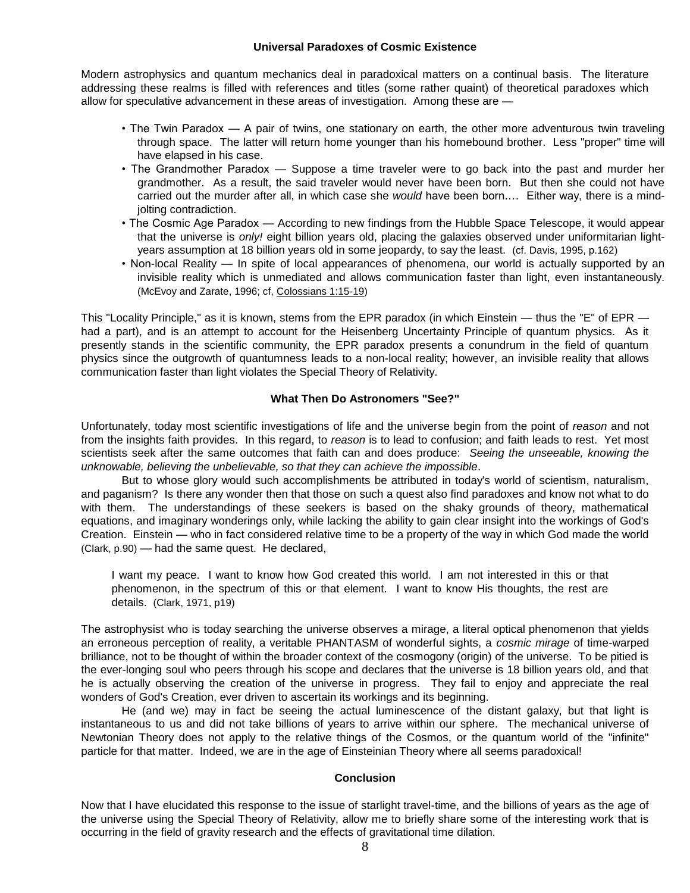### Universal Paradoxes of Cosmic Existence

Modern astrophysics and quantum mechanics deal in paradoxical matters on a continual basis. The literature addressing these realms is filled with references and titles (some rather quaint) of theoretical paradoxes which allow for speculative advancement in these areas of investigation. Among these are —

- The Twin Paradox — A pair of twins, one stationary on earth, the other more adventurous twin traveling through space. The latter will return home younger than his homebound brother. Less "proper" time will have elapsed in his case.
- The Grandmother Paradox — Suppose a time traveler were to go back into the past and murder her grandmother. As a result, the said traveler would never have been born. But then she could not have carried out the murder after all, in which case she *would* have been born.… Either way, there is a mind-jolting contradiction.
- The Cosmic Age Paradox — According to new findings from the Hubble Space Telescope, it would appear that the universe is *only!* eight billion years old, placing the galaxies observed under uniformitarian light-years assumption at 18 billion years old in some jeopardy, to say the least. (cf. Davis, 1995, p.162)
- Non-local Reality — In spite of local appearances of phenomena, our world is actually supported by an invisible reality which is unmediated and allows communication faster than light, even instantaneously. (McEvoy and Zarate, 1996; cf, Colossians 1:15-19)

This "Locality Principle," as it is known, stems from the EPR paradox (in which Einstein — thus the "E" of EPR — had a part), and is an attempt to account for the Heisenberg Uncertainty Principle of quantum physics. As it presently stands in the scientific community, the EPR paradox presents a conundrum in the field of quantum physics since the outgrowth of quantumness leads to a non-local reality; however, an invisible reality that allows communication faster than light violates the Special Theory of Relativity.

### What Then Do Astronomers "See?"

Unfortunately, today most scientific investigations of life and the universe begin from the point of *reason* and not from the insights faith provides. In this regard, to *reason* is to lead to confusion; and faith leads to rest. Yet most scientists seek after the same outcomes that faith can and does produce: *Seeing the unseeable, knowing the unknowable, believing the unbelievable, so that they can achieve the impossible*.

But to whose glory would such accomplishments be attributed in today's world of scientism, naturalism, and paganism? Is there any wonder then that those on such a quest also find paradoxes and know not what to do with them. The understandings of these seekers is based on the shaky grounds of theory, mathematical equations, and imaginary wonderings only, while lacking the ability to gain clear insight into the workings of God's Creation. Einstein — who in fact considered relative time to be a property of the way in which God made the world (Clark, p.90) — had the same quest. He declared,

> I want my peace. I want to know how God created this world. I am not interested in this or that phenomenon, in the spectrum of this or that element. I want to know His thoughts, the rest are details. (Clark, 1971, p19)

The astrophysist who is today searching the universe observes a mirage, a literal optical phenomenon that yields an erroneous perception of reality, a veritable PHANTASM of wonderful sights, a *cosmic mirage* of time-warped brilliance, not to be thought of within the broader context of the cosmogony (origin) of the universe. To be pitied is the ever-longing soul who peers through his scope and declares that the universe is 18 billion years old, and that he is actually observing the creation of the universe in progress. They fail to enjoy and appreciate the real wonders of God's Creation, ever driven to ascertain its workings and its beginning.

He (and we) may in fact be seeing the actual luminescence of the distant galaxy, but that light is instantaneous to us and did not take billions of years to arrive within our sphere. The mechanical universe of Newtonian Theory does not apply to the relative things of the Cosmos, or the quantum world of the "infinite" particle for that matter. Indeed, we are in the age of Einsteinian Theory where all seems paradoxical!

### Conclusion

Now that I have elucidated this response to the issue of starlight travel-time, and the billions of years as the age of the universe using the Special Theory of Relativity, allow me to briefly share some of the interesting work that is occurring in the field of gravity research and the effects of gravitational time dilation.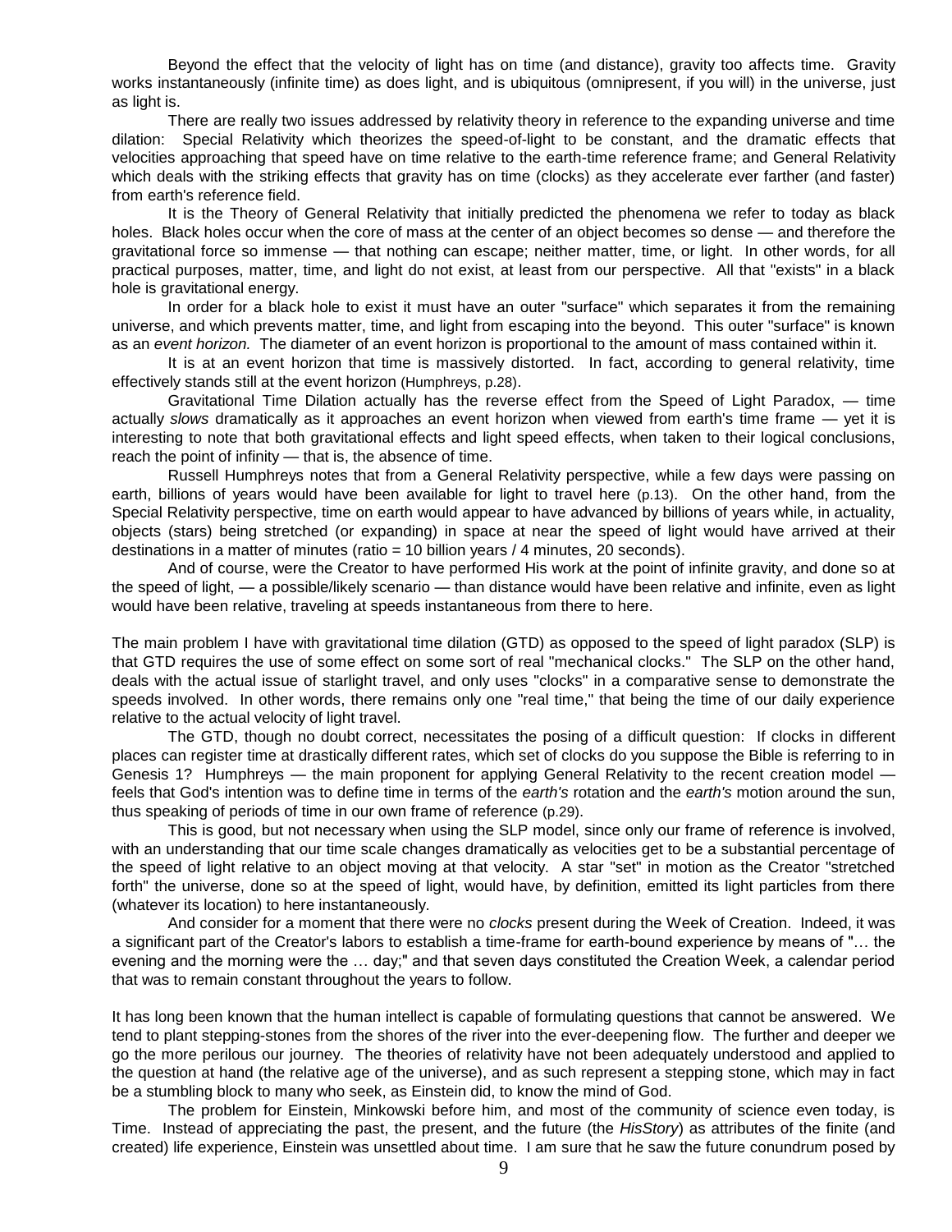Beyond the effect that the velocity of light has on time (and distance), gravity too affects time. Gravity works instantaneously (infinite time) as does light, and is ubiquitous (omnipresent, if you will) in the universe, just as light is.

There are really two issues addressed by relativity theory in reference to the expanding universe and time dilation: Special Relativity which theorizes the speed-of-light to be constant, and the dramatic effects that velocities approaching that speed have on time relative to the earth-time reference frame; and General Relativity which deals with the striking effects that gravity has on time (clocks) as they accelerate ever farther (and faster) from earth's reference field.

It is the Theory of General Relativity that initially predicted the phenomena we refer to today as black holes. Black holes occur when the core of mass at the center of an object becomes so dense — and therefore the gravitational force so immense — that nothing can escape; neither matter, time, or light. In other words, for all practical purposes, matter, time, and light do not exist, at least from our perspective. All that "exists" in a black hole is gravitational energy.

In order for a black hole to exist it must have an outer "surface" which separates it from the remaining universe, and which prevents matter, time, and light from escaping into the beyond. This outer "surface" is known as an *event horizon.* The diameter of an event horizon is proportional to the amount of mass contained within it.

It is at an event horizon that time is massively distorted. In fact, according to general relativity, time effectively stands still at the event horizon (Humphreys, p.28).

Gravitational Time Dilation actually has the reverse effect from the Speed of Light Paradox, — time actually *slows* dramatically as it approaches an event horizon when viewed from earth's time frame — yet it is interesting to note that both gravitational effects and light speed effects, when taken to their logical conclusions, reach the point of infinity — that is, the absence of time.

Russell Humphreys notes that from a General Relativity perspective, while a few days were passing on earth, billions of years would have been available for light to travel here (p.13). On the other hand, from the Special Relativity perspective, time on earth would appear to have advanced by billions of years while, in actuality, objects (stars) being stretched (or expanding) in space at near the speed of light would have arrived at their destinations in a matter of minutes (ratio = 10 billion years / 4 minutes, 20 seconds).

And of course, were the Creator to have performed His work at the point of infinite gravity, and done so at the speed of light, — a possible/likely scenario — than distance would have been relative and infinite, even as light would have been relative, traveling at speeds instantaneous from there to here.

The main problem I have with gravitational time dilation (GTD) as opposed to the speed of light paradox (SLP) is that GTD requires the use of some effect on some sort of real "mechanical clocks." The SLP on the other hand, deals with the actual issue of starlight travel, and only uses "clocks" in a comparative sense to demonstrate the speeds involved. In other words, there remains only one "real time," that being the time of our daily experience relative to the actual velocity of light travel.

The GTD, though no doubt correct, necessitates the posing of a difficult question: If clocks in different places can register time at drastically different rates, which set of clocks do you suppose the Bible is referring to in Genesis 1? Humphreys — the main proponent for applying General Relativity to the recent creation model — feels that God's intention was to define time in terms of the *earth's* rotation and the *earth's* motion around the sun, thus speaking of periods of time in our own frame of reference (p.29).

This is good, but not necessary when using the SLP model, since only our frame of reference is involved, with an understanding that our time scale changes dramatically as velocities get to be a substantial percentage of the speed of light relative to an object moving at that velocity. A star "set" in motion as the Creator "stretched forth" the universe, done so at the speed of light, would have, by definition, emitted its light particles from there (whatever its location) to here instantaneously.

And consider for a moment that there were no *clocks* present during the Week of Creation. Indeed, it was a significant part of the Creator's labors to establish a time-frame for earth-bound experience by means of "… the evening and the morning were the … day;" and that seven days constituted the Creation Week, a calendar period that was to remain constant throughout the years to follow.

It has long been known that the human intellect is capable of formulating questions that cannot be answered. We tend to plant stepping-stones from the shores of the river into the ever-deepening flow. The further and deeper we go the more perilous our journey. The theories of relativity have not been adequately understood and applied to the question at hand (the relative age of the universe), and as such represent a stepping stone, which may in fact be a stumbling block to many who seek, as Einstein did, to know the mind of God.

The problem for Einstein, Minkowski before him, and most of the community of science even today, is Time. Instead of appreciating the past, the present, and the future (the *HisStory*) as attributes of the finite (and created) life experience, Einstein was unsettled about time. I am sure that he saw the future conundrum posed by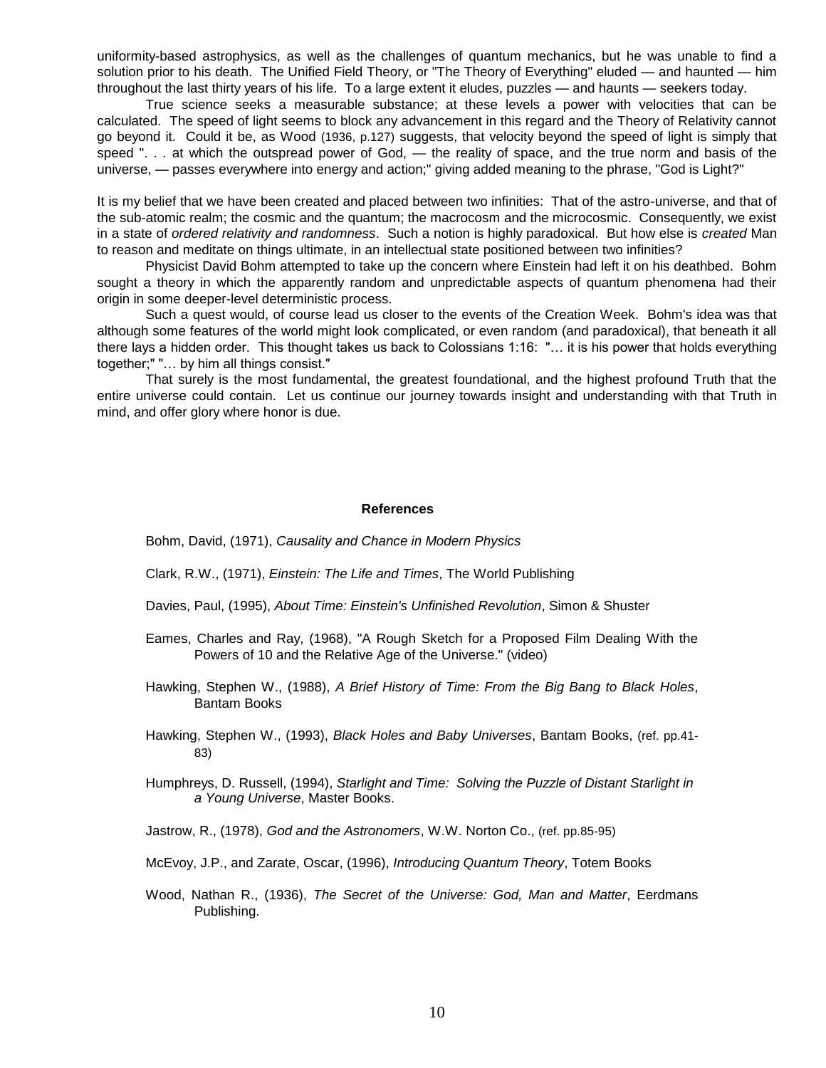uniformity-based astrophysics, as well as the challenges of quantum mechanics, but he was unable to find a solution prior to his death. The Unified Field Theory, or "The Theory of Everything" eluded — and haunted — him throughout the last thirty years of his life. To a large extent it eludes, puzzles — and haunts — seekers today.

True science seeks a measurable substance; at these levels a power with velocities that can be calculated. The speed of light seems to block any advancement in this regard and the Theory of Relativity cannot go beyond it. Could it be, as Wood (1936, p.127) suggests, that velocity beyond the speed of light is simply that speed ". . . at which the outspread power of God, — the reality of space, and the true norm and basis of the universe, — passes everywhere into energy and action;" giving added meaning to the phrase, "God is Light?"

It is my belief that we have been created and placed between two infinities: That of the astro-universe, and that of the sub-atomic realm; the cosmic and the quantum; the macrocosm and the microcosmic. Consequently, we exist in a state of *ordered relativity and randomness*. Such a notion is highly paradoxical. But how else is *created* Man to reason and meditate on things ultimate, in an intellectual state positioned between two infinities?

Physicist David Bohm attempted to take up the concern where Einstein had left it on his deathbed. Bohm sought a theory in which the apparently random and unpredictable aspects of quantum phenomena had their origin in some deeper-level deterministic process.

Such a quest would, of course lead us closer to the events of the Creation Week. Bohm's idea was that although some features of the world might look complicated, or even random (and paradoxical), that beneath it all there lays a hidden order. This thought takes us back to Colossians 1:16: "… it is his power that holds everything together;" "… by him all things consist."

That surely is the most fundamental, the greatest foundational, and the highest profound Truth that the entire universe could contain. Let us continue our journey towards insight and understanding with that Truth in mind, and offer glory where honor is due.

**References**

Bohm, David, (1971), *Causality and Chance in Modern Physics*

Clark, R.W., (1971), *Einstein: The Life and Times*, The World Publishing

Davies, Paul, (1995), *About Time: Einstein's Unfinished Revolution*, Simon & Shuster

Eames, Charles and Ray, (1968), "A Rough Sketch for a Proposed Film Dealing With the Powers of 10 and the Relative Age of the Universe." (video)

Hawking, Stephen W., (1988), *A Brief History of Time: From the Big Bang to Black Holes*, Bantam Books

Hawking, Stephen W., (1993), *Black Holes and Baby Universes*, Bantam Books, (ref. pp.41-83)

Humphreys, D. Russell, (1994), *Starlight and Time: Solving the Puzzle of Distant Starlight in a Young Universe*, Master Books.

Jastrow, R., (1978), *God and the Astronomers*, W.W. Norton Co., (ref. pp.85-95)

McEvoy, J.P., and Zarate, Oscar, (1996), *Introducing Quantum Theory*, Totem Books

Wood, Nathan R., (1936), *The Secret of the Universe: God, Man and Matter*, Eerdmans Publishing.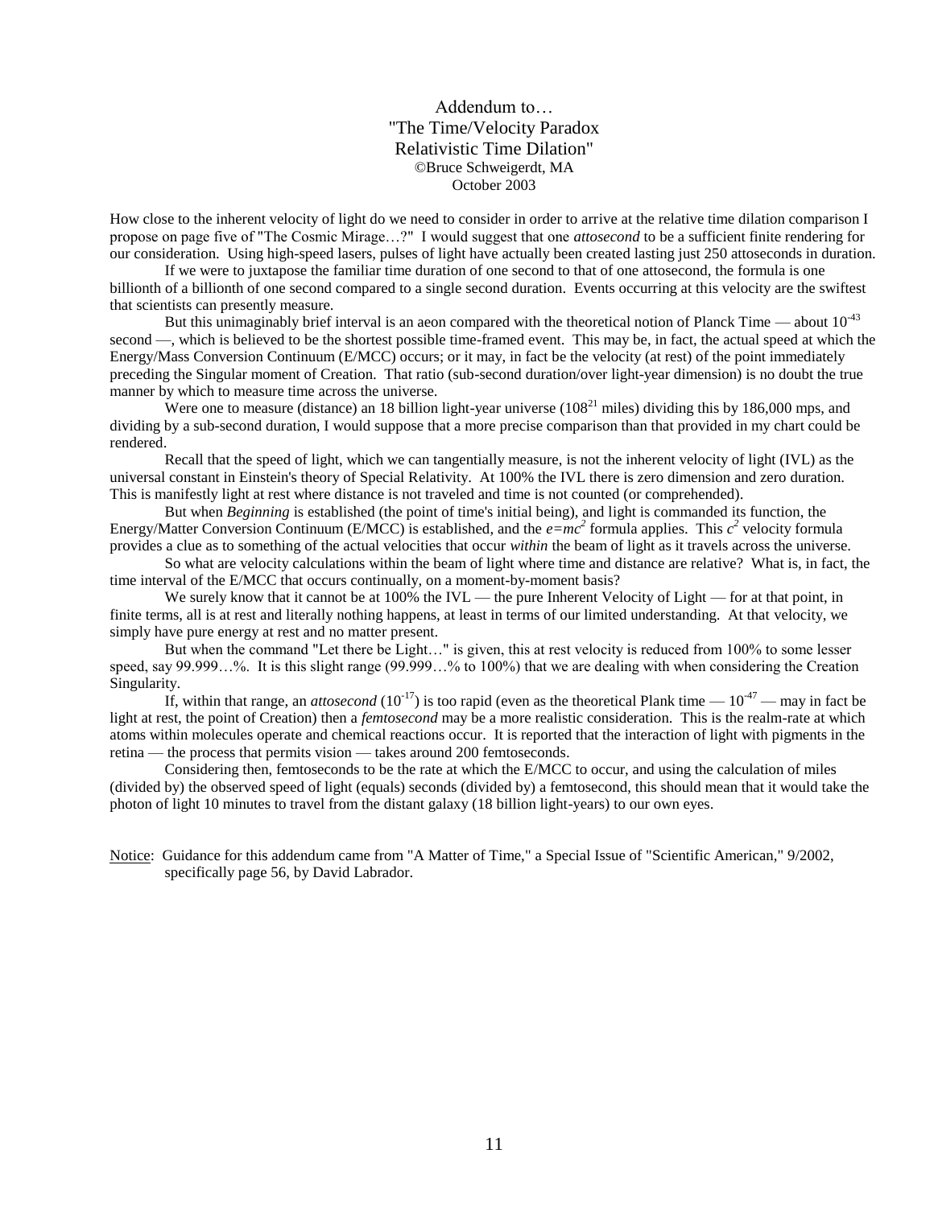Addendum to…
"The Time/Velocity Paradox
Relativistic Time Dilation"
©Bruce Schweigerdt, MA
October 2003

How close to the inherent velocity of light do we need to consider in order to arrive at the relative time dilation comparison I propose on page five of "The Cosmic Mirage…?" I would suggest that one *attosecond* to be a sufficient finite rendering for our consideration. Using high-speed lasers, pulses of light have actually been created lasting just 250 attoseconds in duration.

If we were to juxtapose the familiar time duration of one second to that of one attosecond, the formula is one billionth of a billionth of one second compared to a single second duration. Events occurring at this velocity are the swiftest that scientists can presently measure.

But this unimaginably brief interval is an aeon compared with the theoretical notion of Planck Time — about $10^{-43}$ second —, which is believed to be the shortest possible time-framed event. This may be, in fact, the actual speed at which the Energy/Mass Conversion Continuum (E/MCC) occurs; or it may, in fact be the velocity (at rest) of the point immediately preceding the Singular moment of Creation. That ratio (sub-second duration/over light-year dimension) is no doubt the true manner by which to measure time across the universe.

Were one to measure (distance) an 18 billion light-year universe ($108^{21}$ miles) dividing this by 186,000 mps, and dividing by a sub-second duration, I would suppose that a more precise comparison than that provided in my chart could be rendered.

Recall that the speed of light, which we can tangentially measure, is not the inherent velocity of light (IVL) as the universal constant in Einstein's theory of Special Relativity. At 100% the IVL there is zero dimension and zero duration. This is manifestly light at rest where distance is not traveled and time is not counted (or comprehended).

But when *Beginning* is established (the point of time's initial being), and light is commanded its function, the Energy/Matter Conversion Continuum (E/MCC) is established, and the $e=mc^2$ formula applies. This $c^2$ velocity formula provides a clue as to something of the actual velocities that occur *within* the beam of light as it travels across the universe.

So what are velocity calculations within the beam of light where time and distance are relative? What is, in fact, the time interval of the E/MCC that occurs continually, on a moment-by-moment basis?

We surely know that it cannot be at 100% the IVL — the pure Inherent Velocity of Light — for at that point, in finite terms, all is at rest and literally nothing happens, at least in terms of our limited understanding. At that velocity, we simply have pure energy at rest and no matter present.

But when the command "Let there be Light…" is given, this at rest velocity is reduced from 100% to some lesser speed, say 99.999…%. It is this slight range (99.999…% to 100%) that we are dealing with when considering the Creation Singularity.

If, within that range, an *attosecond* ($10^{-17}$) is too rapid (even as the theoretical Plank time — $10^{-47}$ — may in fact be light at rest, the point of Creation) then a *femtosecond* may be a more realistic consideration. This is the realm-rate at which atoms within molecules operate and chemical reactions occur. It is reported that the interaction of light with pigments in the retina — the process that permits vision — takes around 200 femtoseconds.

Considering then, femtoseconds to be the rate at which the E/MCC to occur, and using the calculation of miles (divided by) the observed speed of light (equals) seconds (divided by) a femtosecond, this should mean that it would take the photon of light 10 minutes to travel from the distant galaxy (18 billion light-years) to our own eyes.

Notice: Guidance for this addendum came from "A Matter of Time," a Special Issue of "Scientific American," 9/2002, specifically page 56, by David Labrador.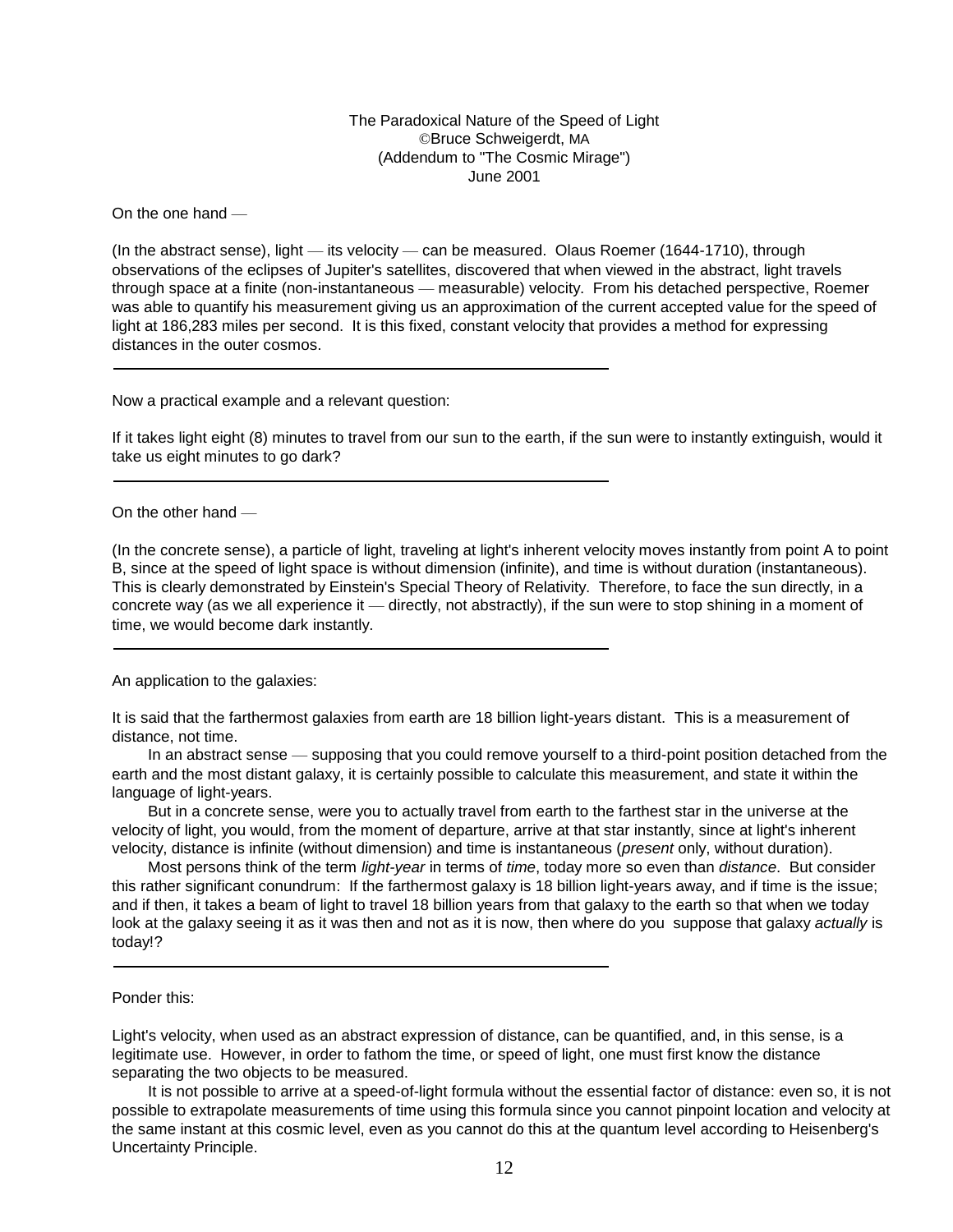The Paradoxical Nature of the Speed of Light
©Bruce Schweigerdt, MA
(Addendum to "The Cosmic Mirage")
June 2001

On the one hand —

(In the abstract sense), light — its velocity — can be measured. Olaus Roemer (1644-1710), through observations of the eclipses of Jupiter's satellites, discovered that when viewed in the abstract, light travels through space at a finite (non-instantaneous — measurable) velocity. From his detached perspective, Roemer was able to quantify his measurement giving us an approximation of the current accepted value for the speed of light at 186,283 miles per second. It is this fixed, constant velocity that provides a method for expressing distances in the outer cosmos.

---

Now a practical example and a relevant question:

If it takes light eight (8) minutes to travel from our sun to the earth, if the sun were to instantly extinguish, would it take us eight minutes to go dark?

---

On the other hand —

(In the concrete sense), a particle of light, traveling at light's inherent velocity moves instantly from point A to point B, since at the speed of light space is without dimension (infinite), and time is without duration (instantaneous). This is clearly demonstrated by Einstein's Special Theory of Relativity. Therefore, to face the sun directly, in a concrete way (as we all experience it — directly, not abstractly), if the sun were to stop shining in a moment of time, we would become dark instantly.

---

An application to the galaxies:

It is said that the farthermost galaxies from earth are 18 billion light-years distant. This is a measurement of distance, not time.

In an abstract sense — supposing that you could remove yourself to a third-point position detached from the earth and the most distant galaxy, it is certainly possible to calculate this measurement, and state it within the language of light-years.

But in a concrete sense, were you to actually travel from earth to the farthest star in the universe at the velocity of light, you would, from the moment of departure, arrive at that star instantly, since at light's inherent velocity, distance is infinite (without dimension) and time is instantaneous (*present* only, without duration).

Most persons think of the term *light-year* in terms of *time*, today more so even than *distance*. But consider this rather significant conundrum: If the farthermost galaxy is 18 billion light-years away, and if time is the issue; and if then, it takes a beam of light to travel 18 billion years from that galaxy to the earth so that when we today look at the galaxy seeing it as it was then and not as it is now, then where do you suppose that galaxy *actually* is today!?

---

Ponder this:

Light's velocity, when used as an abstract expression of distance, can be quantified, and, in this sense, is a legitimate use. However, in order to fathom the time, or speed of light, one must first know the distance separating the two objects to be measured.

It is not possible to arrive at a speed-of-light formula without the essential factor of distance: even so, it is not possible to extrapolate measurements of time using this formula since you cannot pinpoint location and velocity at the same instant at this cosmic level, even as you cannot do this at the quantum level according to Heisenberg's Uncertainty Principle.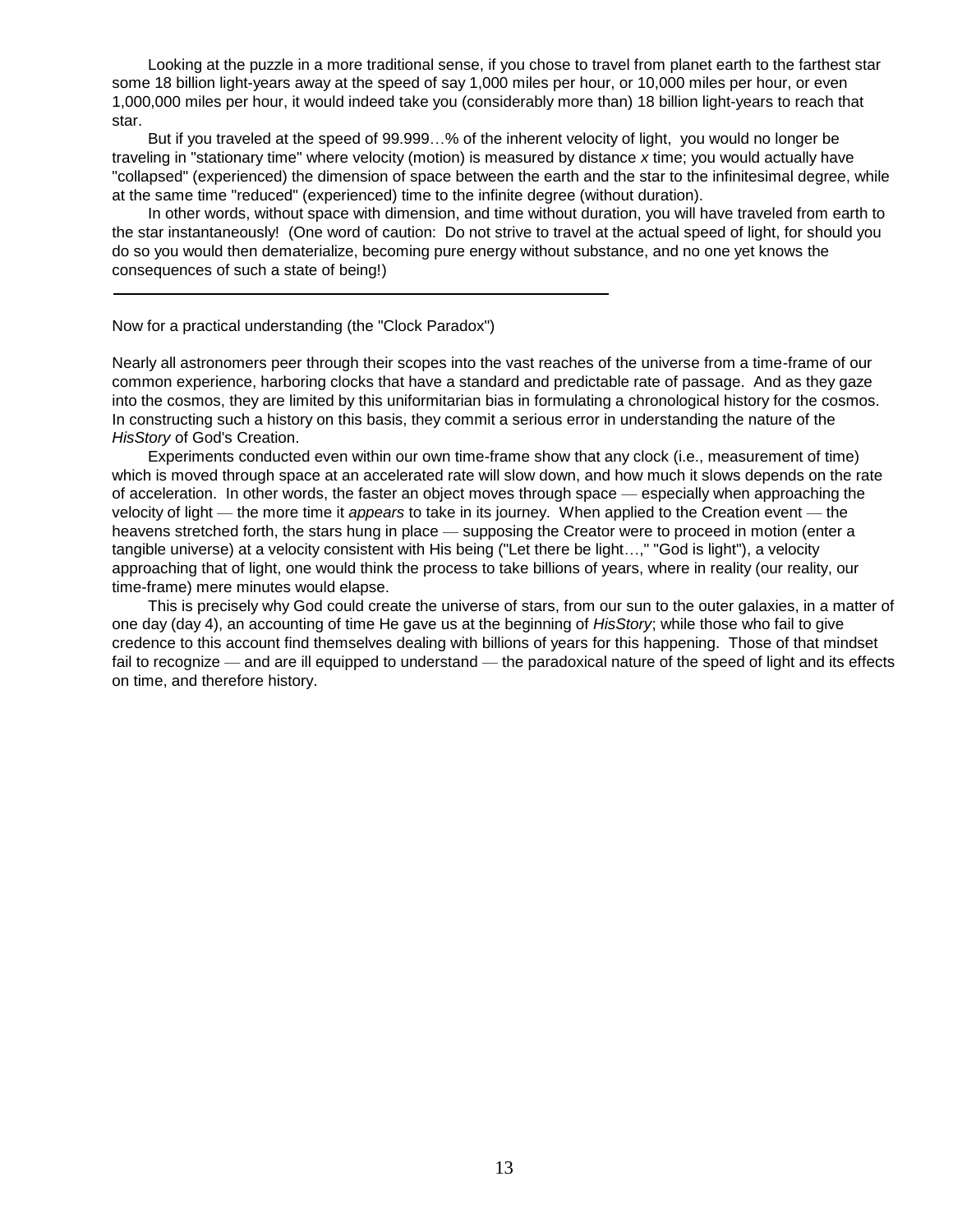Looking at the puzzle in a more traditional sense, if you chose to travel from planet earth to the farthest star some 18 billion light-years away at the speed of say 1,000 miles per hour, or 10,000 miles per hour, or even 1,000,000 miles per hour, it would indeed take you (considerably more than) 18 billion light-years to reach that star.

But if you traveled at the speed of 99.999…% of the inherent velocity of light, you would no longer be traveling in "stationary time" where velocity (motion) is measured by distance *x* time; you would actually have "collapsed" (experienced) the dimension of space between the earth and the star to the infinitesimal degree, while at the same time "reduced" (experienced) time to the infinite degree (without duration).

In other words, without space with dimension, and time without duration, you will have traveled from earth to the star instantaneously! (One word of caution: Do not strive to travel at the actual speed of light, for should you do so you would then dematerialize, becoming pure energy without substance, and no one yet knows the consequences of such a state of being!)

---

Now for a practical understanding (the "Clock Paradox")

Nearly all astronomers peer through their scopes into the vast reaches of the universe from a time-frame of our common experience, harboring clocks that have a standard and predictable rate of passage. And as they gaze into the cosmos, they are limited by this uniformitarian bias in formulating a chronological history for the cosmos. In constructing such a history on this basis, they commit a serious error in understanding the nature of the *HisStory* of God's Creation.

Experiments conducted even within our own time-frame show that any clock (i.e., measurement of time) which is moved through space at an accelerated rate will slow down, and how much it slows depends on the rate of acceleration. In other words, the faster an object moves through space — especially when approaching the velocity of light — the more time it *appears* to take in its journey. When applied to the Creation event — the heavens stretched forth, the stars hung in place — supposing the Creator were to proceed in motion (enter a tangible universe) at a velocity consistent with His being ("Let there be light…," "God is light"), a velocity approaching that of light, one would think the process to take billions of years, where in reality (our reality, our time-frame) mere minutes would elapse.

This is precisely why God could create the universe of stars, from our sun to the outer galaxies, in a matter of one day (day 4), an accounting of time He gave us at the beginning of *HisStory*; while those who fail to give credence to this account find themselves dealing with billions of years for this happening. Those of that mindset fail to recognize — and are ill equipped to understand — the paradoxical nature of the speed of light and its effects on time, and therefore history.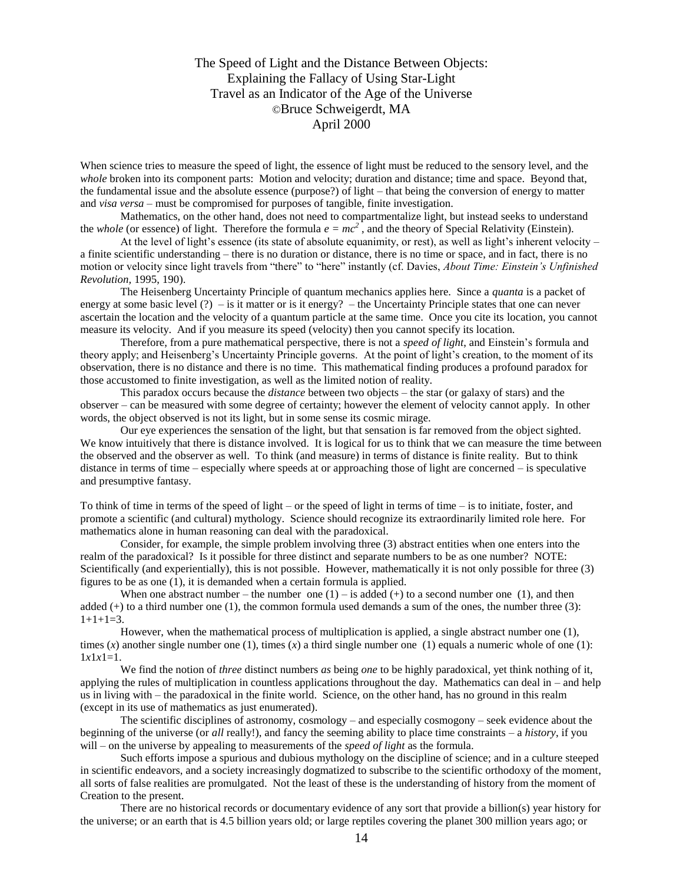The Speed of Light and the Distance Between Objects:
Explaining the Fallacy of Using Star-Light
Travel as an Indicator of the Age of the Universe
©Bruce Schweigerdt, MA
April 2000

When science tries to measure the speed of light, the essence of light must be reduced to the sensory level, and the *whole* broken into its component parts: Motion and velocity; duration and distance; time and space. Beyond that, the fundamental issue and the absolute essence (purpose?) of light – that being the conversion of energy to matter and *visa versa* – must be compromised for purposes of tangible, finite investigation.

Mathematics, on the other hand, does not need to compartmentalize light, but instead seeks to understand the *whole* (or essence) of light. Therefore the formula $e = mc^2$ , and the theory of Special Relativity (Einstein).

At the level of light's essence (its state of absolute equanimity, or rest), as well as light's inherent velocity – a finite scientific understanding – there is no duration or distance, there is no time or space, and in fact, there is no motion or velocity since light travels from "there" to "here" instantly (cf. Davies, *About Time: Einstein's Unfinished Revolution,* 1995, 190).

The Heisenberg Uncertainty Principle of quantum mechanics applies here. Since a *quanta* is a packet of energy at some basic level (?) – is it matter or is it energy? – the Uncertainty Principle states that one can never ascertain the location and the velocity of a quantum particle at the same time. Once you cite its location, you cannot measure its velocity. And if you measure its speed (velocity) then you cannot specify its location.

Therefore, from a pure mathematical perspective, there is not a *speed of light*, and Einstein's formula and theory apply; and Heisenberg's Uncertainty Principle governs. At the point of light's creation, to the moment of its observation, there is no distance and there is no time. This mathematical finding produces a profound paradox for those accustomed to finite investigation, as well as the limited notion of reality.

This paradox occurs because the *distance* between two objects – the star (or galaxy of stars) and the observer – can be measured with some degree of certainty; however the element of velocity cannot apply. In other words, the object observed is not its light, but in some sense its cosmic mirage.

Our eye experiences the sensation of the light, but that sensation is far removed from the object sighted. We know intuitively that there is distance involved. It is logical for us to think that we can measure the time between the observed and the observer as well. To think (and measure) in terms of distance is finite reality. But to think distance in terms of time – especially where speeds at or approaching those of light are concerned – is speculative and presumptive fantasy.

To think of time in terms of the speed of light – or the speed of light in terms of time – is to initiate, foster, and promote a scientific (and cultural) mythology. Science should recognize its extraordinarily limited role here. For mathematics alone in human reasoning can deal with the paradoxical.

Consider, for example, the simple problem involving three (3) abstract entities when one enters into the realm of the paradoxical? Is it possible for three distinct and separate numbers to be as one number? NOTE: Scientifically (and experientially), this is not possible. However, mathematically it is not only possible for three (3) figures to be as one (1), it is demanded when a certain formula is applied.

When one abstract number – the number one (1) – is added (+) to a second number one (1), and then added (+) to a third number one (1), the common formula used demands a sum of the ones, the number three (3): 1+1+1=3.

However, when the mathematical process of multiplication is applied, a single abstract number one (1), times (*x*) another single number one (1), times (*x*) a third single number one (1) equals a numeric whole of one (1): 1*x*1*x*1=1.

We find the notion of *three* distinct numbers *as* being *one* to be highly paradoxical, yet think nothing of it, applying the rules of multiplication in countless applications throughout the day. Mathematics can deal in – and help us in living with – the paradoxical in the finite world. Science, on the other hand, has no ground in this realm (except in its use of mathematics as just enumerated).

The scientific disciplines of astronomy, cosmology – and especially cosmogony – seek evidence about the beginning of the universe (or *all* really!), and fancy the seeming ability to place time constraints – a *history*, if you will – on the universe by appealing to measurements of the *speed of light* as the formula.

Such efforts impose a spurious and dubious mythology on the discipline of science; and in a culture steeped in scientific endeavors, and a society increasingly dogmatized to subscribe to the scientific orthodoxy of the moment, all sorts of false realities are promulgated. Not the least of these is the understanding of history from the moment of Creation to the present.

There are no historical records or documentary evidence of any sort that provide a billion(s) year history for the universe; or an earth that is 4.5 billion years old; or large reptiles covering the planet 300 million years ago; or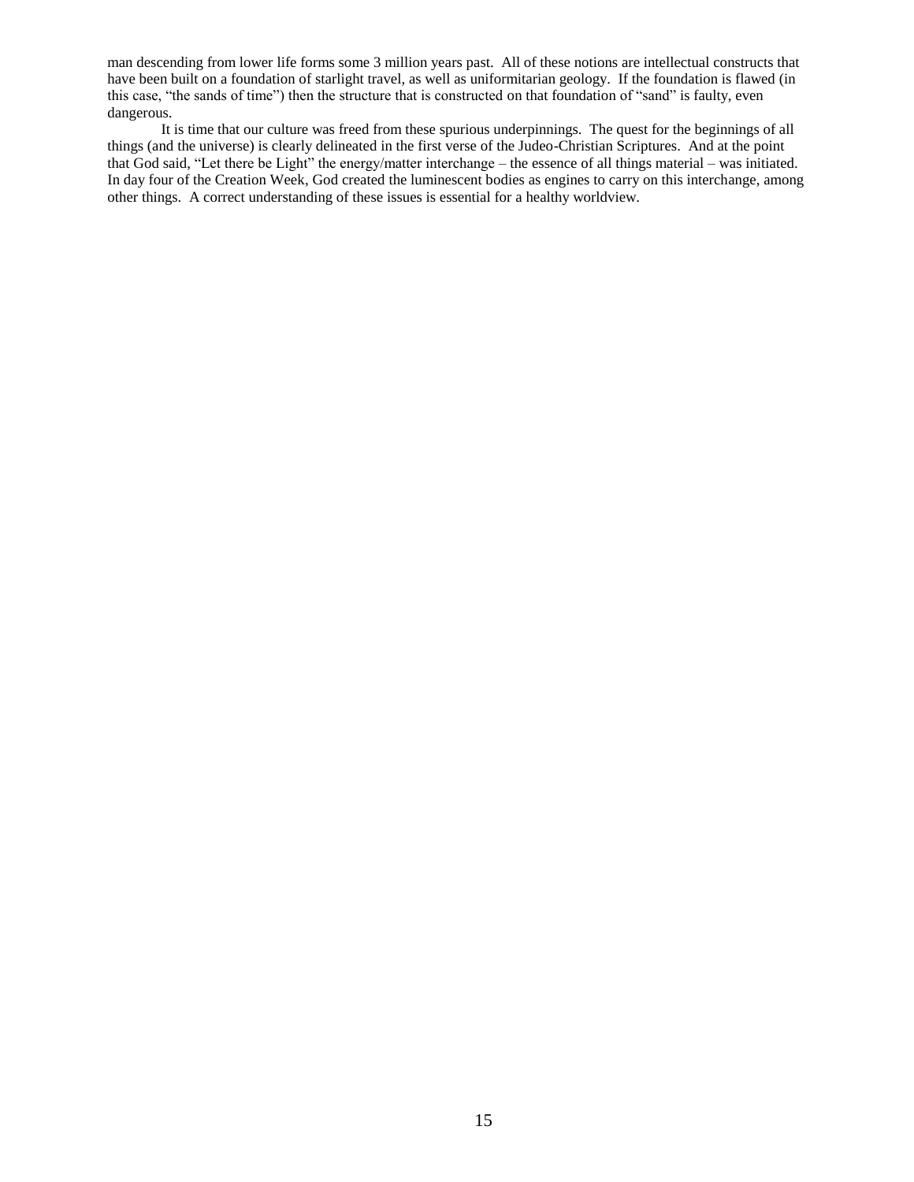man descending from lower life forms some 3 million years past. All of these notions are intellectual constructs that have been built on a foundation of starlight travel, as well as uniformitarian geology. If the foundation is flawed (in this case, "the sands of time") then the structure that is constructed on that foundation of "sand" is faulty, even dangerous.

It is time that our culture was freed from these spurious underpinnings. The quest for the beginnings of all things (and the universe) is clearly delineated in the first verse of the Judeo-Christian Scriptures. And at the point that God said, "Let there be Light" the energy/matter interchange – the essence of all things material – was initiated. In day four of the Creation Week, God created the luminescent bodies as engines to carry on this interchange, among other things. A correct understanding of these issues is essential for a healthy worldview.